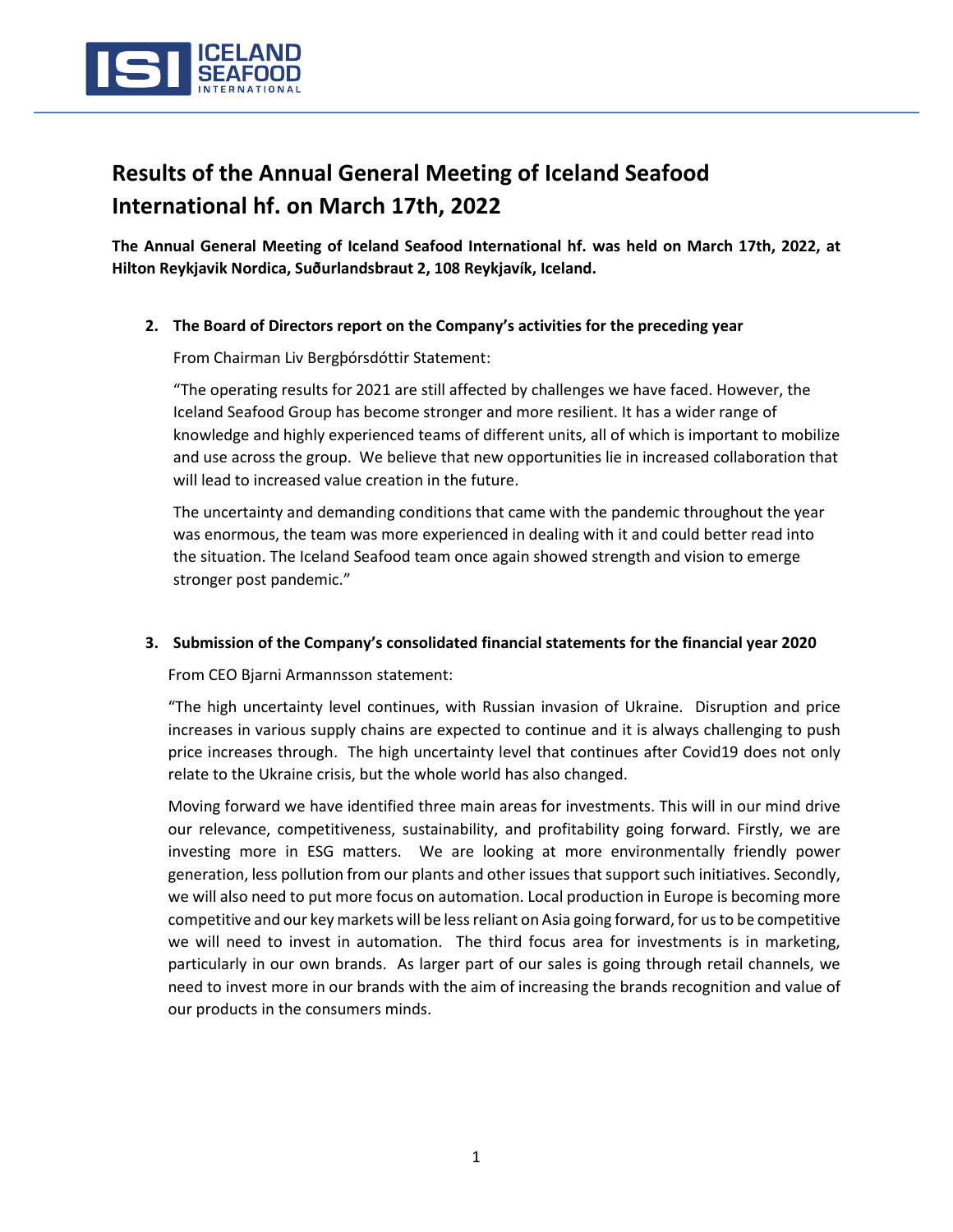# Results of the Annual General Meeting of Iceland Seafood International hf. on March 17th, 2022

**The Annual General Meeting of Iceland Seafood International hf. was held on March 17th, 2022, at Hilton Reykjavik Nordica, Suðurlandsbraut 2, 108 Reykjavík, Iceland.**

2. **The Board of Directors report on the Company's activities for the preceding year**

   From Chairman Liv Bergþórsdóttir Statement:

   "The operating results for 2021 are still affected by challenges we have faced. However, the Iceland Seafood Group has become stronger and more resilient. It has a wider range of knowledge and highly experienced teams of different units, all of which is important to mobilize and use across the group. We believe that new opportunities lie in increased collaboration that will lead to increased value creation in the future.

   The uncertainty and demanding conditions that came with the pandemic throughout the year was enormous, the team was more experienced in dealing with it and could better read into the situation. The Iceland Seafood team once again showed strength and vision to emerge stronger post pandemic."

3. **Submission of the Company's consolidated financial statements for the financial year 2020**

   From CEO Bjarni Armannsson statement:

   "The high uncertainty level continues, with Russian invasion of Ukraine. Disruption and price increases in various supply chains are expected to continue and it is always challenging to push price increases through. The high uncertainty level that continues after Covid19 does not only relate to the Ukraine crisis, but the whole world has also changed.

   Moving forward we have identified three main areas for investments. This will in our mind drive our relevance, competitiveness, sustainability, and profitability going forward. Firstly, we are investing more in ESG matters. We are looking at more environmentally friendly power generation, less pollution from our plants and other issues that support such initiatives. Secondly, we will also need to put more focus on automation. Local production in Europe is becoming more competitive and our key markets will be less reliant on Asia going forward, for us to be competitive we will need to invest in automation. The third focus area for investments is in marketing, particularly in our own brands. As larger part of our sales is going through retail channels, we need to invest more in our brands with the aim of increasing the brands recognition and value of our products in the consumers minds.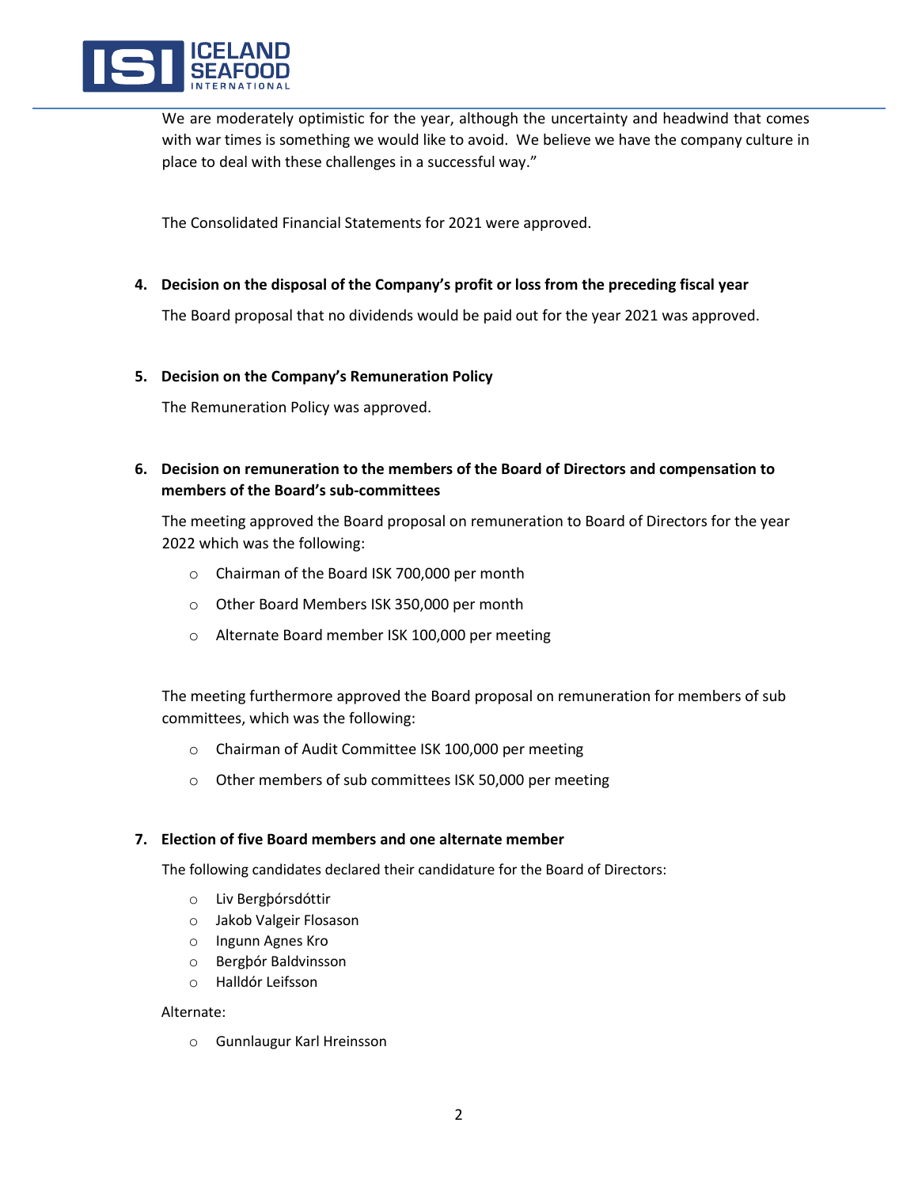We are moderately optimistic for the year, although the uncertainty and headwind that comes with war times is something we would like to avoid. We believe we have the company culture in place to deal with these challenges in a successful way."

The Consolidated Financial Statements for 2021 were approved.

**4. Decision on the disposal of the Company's profit or loss from the preceding fiscal year**

The Board proposal that no dividends would be paid out for the year 2021 was approved.

**5. Decision on the Company's Remuneration Policy**

The Remuneration Policy was approved.

**6. Decision on remuneration to the members of the Board of Directors and compensation to members of the Board's sub-committees**

The meeting approved the Board proposal on remuneration to Board of Directors for the year 2022 which was the following:

- Chairman of the Board ISK 700,000 per month
- Other Board Members ISK 350,000 per month
- Alternate Board member ISK 100,000 per meeting

The meeting furthermore approved the Board proposal on remuneration for members of sub committees, which was the following:

- Chairman of Audit Committee ISK 100,000 per meeting
- Other members of sub committees ISK 50,000 per meeting

**7. Election of five Board members and one alternate member**

The following candidates declared their candidature for the Board of Directors:

- Liv Bergþórsdóttir
- Jakob Valgeir Flosason
- Ingunn Agnes Kro
- Bergþór Baldvinsson
- Halldór Leifsson

Alternate:

- Gunnlaugur Karl Hreinsson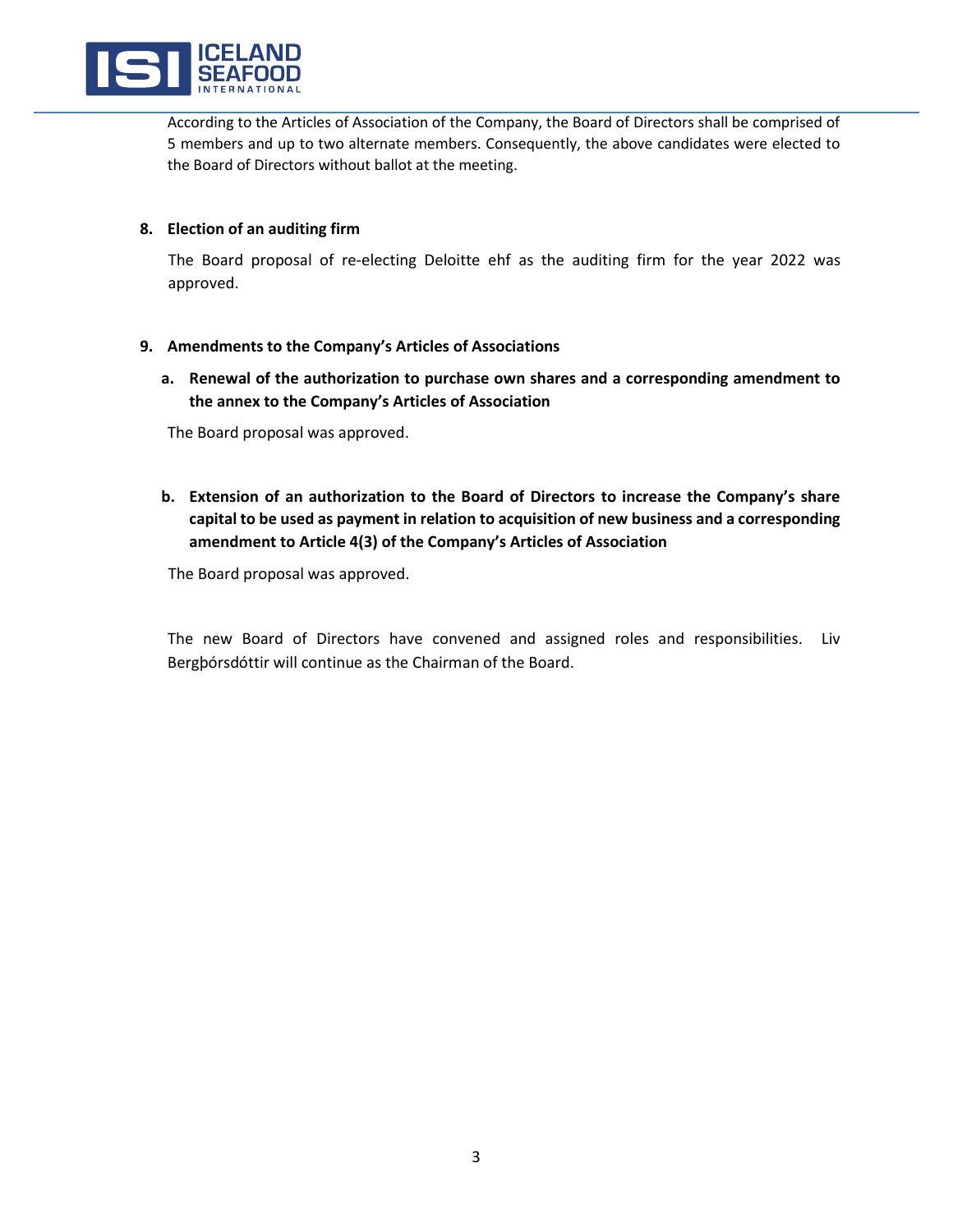According to the Articles of Association of the Company, the Board of Directors shall be comprised of 5 members and up to two alternate members. Consequently, the above candidates were elected to the Board of Directors without ballot at the meeting.

**8. Election of an auditing firm**

The Board proposal of re-electing Deloitte ehf as the auditing firm for the year 2022 was approved.

**9. Amendments to the Company's Articles of Associations**

**a. Renewal of the authorization to purchase own shares and a corresponding amendment to the annex to the Company's Articles of Association**

The Board proposal was approved.

**b. Extension of an authorization to the Board of Directors to increase the Company's share capital to be used as payment in relation to acquisition of new business and a corresponding amendment to Article 4(3) of the Company's Articles of Association**

The Board proposal was approved.

The new Board of Directors have convened and assigned roles and responsibilities. Liv Bergþórsdóttir will continue as the Chairman of the Board.